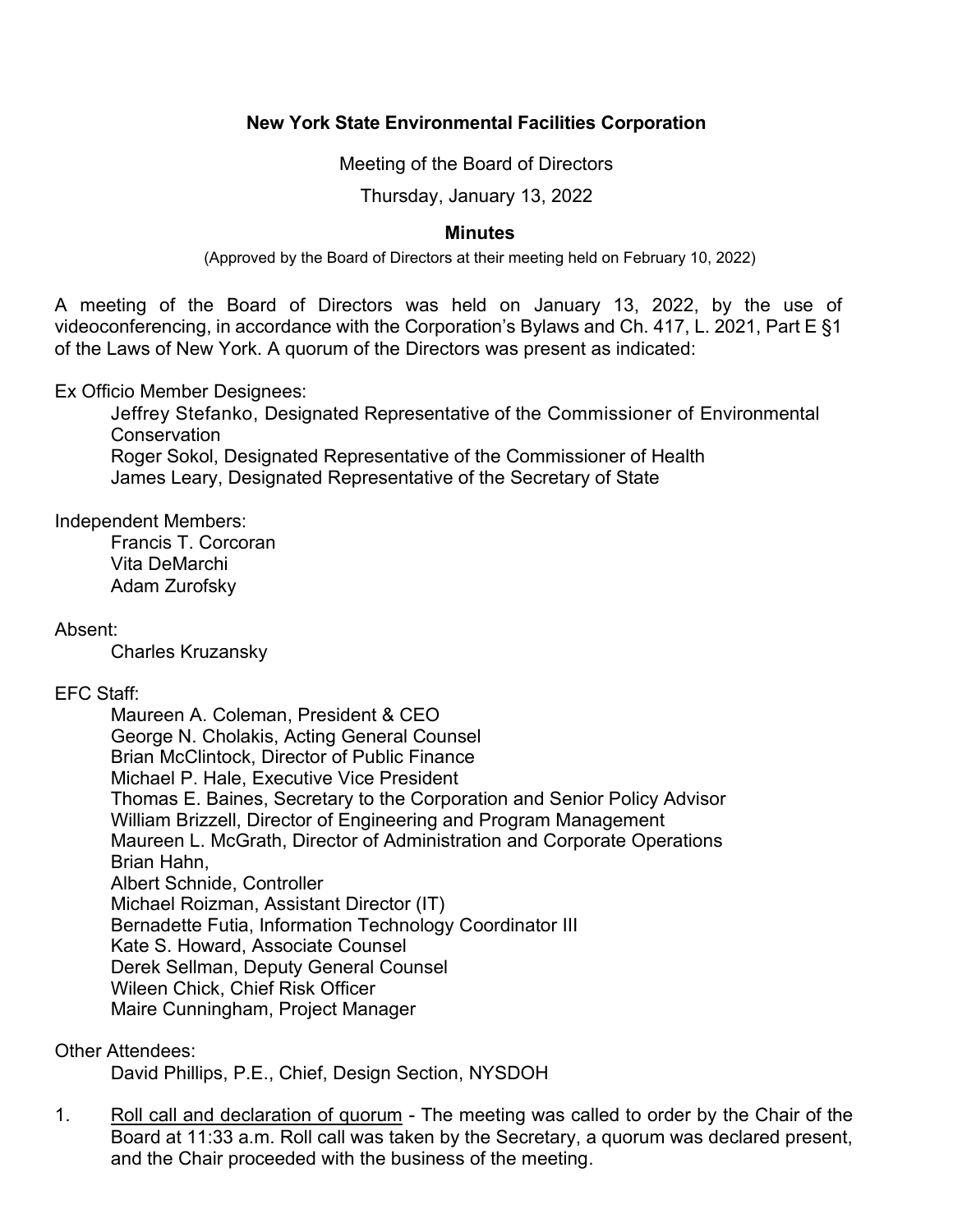**New York State Environmental Facilities Corporation**

Meeting of the Board of Directors

Thursday, January 13, 2022

**Minutes**

(Approved by the Board of Directors at their meeting held on February 10, 2022)

A meeting of the Board of Directors was held on January 13, 2022, by the use of videoconferencing, in accordance with the Corporation's Bylaws and Ch. 417, L. 2021, Part E §1 of the Laws of New York. A quorum of the Directors was present as indicated:

Ex Officio Member Designees:

Jeffrey Stefanko, Designated Representative of the Commissioner of Environmental Conservation
Roger Sokol, Designated Representative of the Commissioner of Health
James Leary, Designated Representative of the Secretary of State

Independent Members:

Francis T. Corcoran
Vita DeMarchi
Adam Zurofsky

Absent:

Charles Kruzansky

EFC Staff:

Maureen A. Coleman, President & CEO
George N. Cholakis, Acting General Counsel
Brian McClintock, Director of Public Finance
Michael P. Hale, Executive Vice President
Thomas E. Baines, Secretary to the Corporation and Senior Policy Advisor
William Brizzell, Director of Engineering and Program Management
Maureen L. McGrath, Director of Administration and Corporate Operations
Brian Hahn,
Albert Schnide, Controller
Michael Roizman, Assistant Director (IT)
Bernadette Futia, Information Technology Coordinator III
Kate S. Howard, Associate Counsel
Derek Sellman, Deputy General Counsel
Wileen Chick, Chief Risk Officer
Maire Cunningham, Project Manager

Other Attendees:

David Phillips, P.E., Chief, Design Section, NYSDOH

1. Roll call and declaration of quorum - The meeting was called to order by the Chair of the Board at 11:33 a.m. Roll call was taken by the Secretary, a quorum was declared present, and the Chair proceeded with the business of the meeting.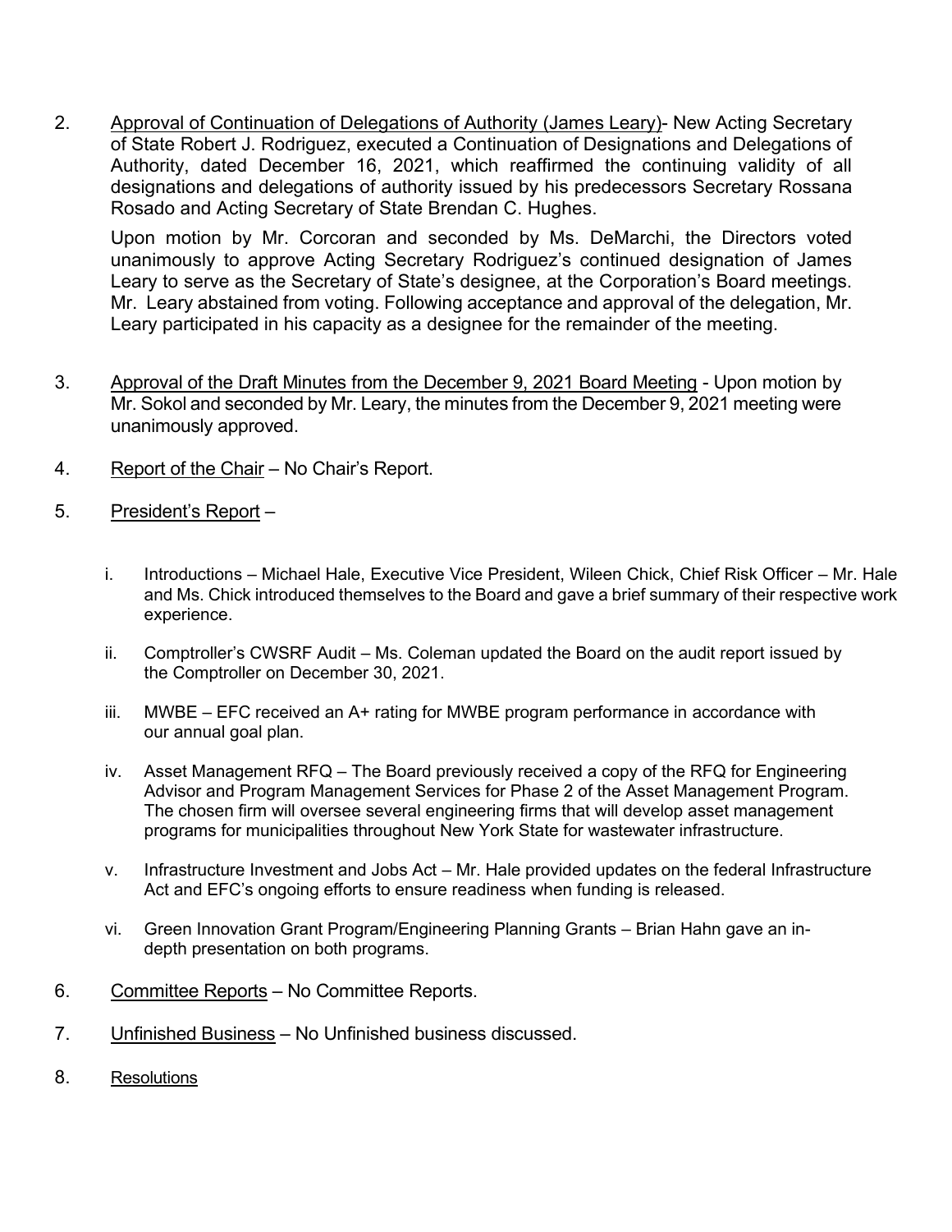2. <u>Approval of Continuation of Delegations of Authority (James Leary)</u>- New Acting Secretary of State Robert J. Rodriguez, executed a Continuation of Designations and Delegations of Authority, dated December 16, 2021, which reaffirmed the continuing validity of all designations and delegations of authority issued by his predecessors Secretary Rossana Rosado and Acting Secretary of State Brendan C. Hughes.

   Upon motion by Mr. Corcoran and seconded by Ms. DeMarchi, the Directors voted unanimously to approve Acting Secretary Rodriguez's continued designation of James Leary to serve as the Secretary of State's designee, at the Corporation's Board meetings. Mr. Leary abstained from voting. Following acceptance and approval of the delegation, Mr. Leary participated in his capacity as a designee for the remainder of the meeting.

3. <u>Approval of the Draft Minutes from the December 9, 2021 Board Meeting</u> - Upon motion by Mr. Sokol and seconded by Mr. Leary, the minutes from the December 9, 2021 meeting were unanimously approved.

4. <u>Report of the Chair</u> – No Chair's Report.

5. <u>President's Report</u> –

   i. Introductions – Michael Hale, Executive Vice President, Wileen Chick, Chief Risk Officer – Mr. Hale and Ms. Chick introduced themselves to the Board and gave a brief summary of their respective work experience.

   ii. Comptroller's CWSRF Audit – Ms. Coleman updated the Board on the audit report issued by the Comptroller on December 30, 2021.

   iii. MWBE – EFC received an A+ rating for MWBE program performance in accordance with our annual goal plan.

   iv. Asset Management RFQ – The Board previously received a copy of the RFQ for Engineering Advisor and Program Management Services for Phase 2 of the Asset Management Program. The chosen firm will oversee several engineering firms that will develop asset management programs for municipalities throughout New York State for wastewater infrastructure.

   v. Infrastructure Investment and Jobs Act – Mr. Hale provided updates on the federal Infrastructure Act and EFC's ongoing efforts to ensure readiness when funding is released.

   vi. Green Innovation Grant Program/Engineering Planning Grants – Brian Hahn gave an in-depth presentation on both programs.

6. <u>Committee Reports</u> – No Committee Reports.

7. <u>Unfinished Business</u> – No Unfinished business discussed.

8. <u>Resolutions</u>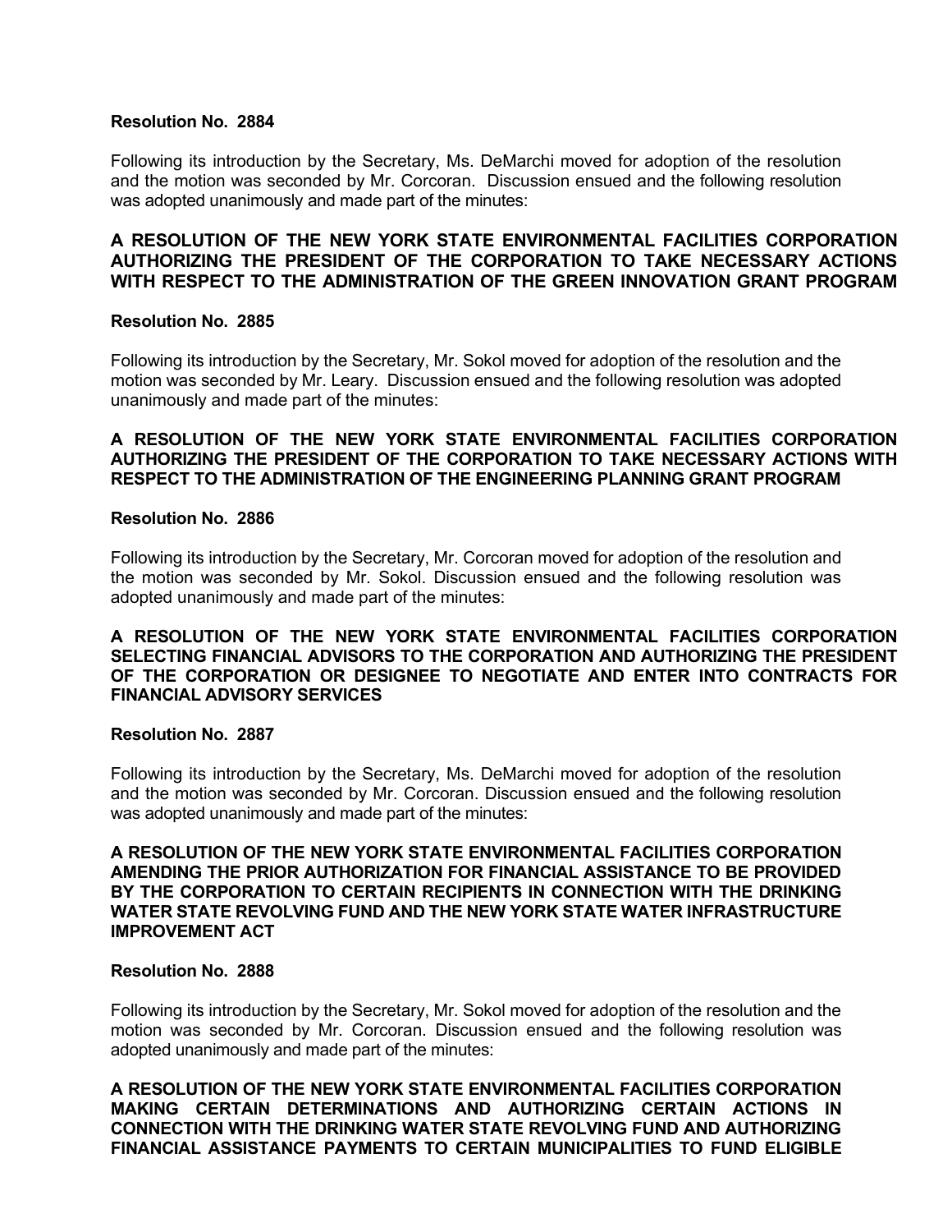**Resolution No. 2884**

Following its introduction by the Secretary, Ms. DeMarchi moved for adoption of the resolution and the motion was seconded by Mr. Corcoran. Discussion ensued and the following resolution was adopted unanimously and made part of the minutes:

**A RESOLUTION OF THE NEW YORK STATE ENVIRONMENTAL FACILITIES CORPORATION AUTHORIZING THE PRESIDENT OF THE CORPORATION TO TAKE NECESSARY ACTIONS WITH RESPECT TO THE ADMINISTRATION OF THE GREEN INNOVATION GRANT PROGRAM**

**Resolution No. 2885**

Following its introduction by the Secretary, Mr. Sokol moved for adoption of the resolution and the motion was seconded by Mr. Leary. Discussion ensued and the following resolution was adopted unanimously and made part of the minutes:

**A RESOLUTION OF THE NEW YORK STATE ENVIRONMENTAL FACILITIES CORPORATION AUTHORIZING THE PRESIDENT OF THE CORPORATION TO TAKE NECESSARY ACTIONS WITH RESPECT TO THE ADMINISTRATION OF THE ENGINEERING PLANNING GRANT PROGRAM**

**Resolution No. 2886**

Following its introduction by the Secretary, Mr. Corcoran moved for adoption of the resolution and the motion was seconded by Mr. Sokol. Discussion ensued and the following resolution was adopted unanimously and made part of the minutes:

**A RESOLUTION OF THE NEW YORK STATE ENVIRONMENTAL FACILITIES CORPORATION SELECTING FINANCIAL ADVISORS TO THE CORPORATION AND AUTHORIZING THE PRESIDENT OF THE CORPORATION OR DESIGNEE TO NEGOTIATE AND ENTER INTO CONTRACTS FOR FINANCIAL ADVISORY SERVICES**

**Resolution No. 2887**

Following its introduction by the Secretary, Ms. DeMarchi moved for adoption of the resolution and the motion was seconded by Mr. Corcoran. Discussion ensued and the following resolution was adopted unanimously and made part of the minutes:

**A RESOLUTION OF THE NEW YORK STATE ENVIRONMENTAL FACILITIES CORPORATION AMENDING THE PRIOR AUTHORIZATION FOR FINANCIAL ASSISTANCE TO BE PROVIDED BY THE CORPORATION TO CERTAIN RECIPIENTS IN CONNECTION WITH THE DRINKING WATER STATE REVOLVING FUND AND THE NEW YORK STATE WATER INFRASTRUCTURE IMPROVEMENT ACT**

**Resolution No. 2888**

Following its introduction by the Secretary, Mr. Sokol moved for adoption of the resolution and the motion was seconded by Mr. Corcoran. Discussion ensued and the following resolution was adopted unanimously and made part of the minutes:

**A RESOLUTION OF THE NEW YORK STATE ENVIRONMENTAL FACILITIES CORPORATION MAKING CERTAIN DETERMINATIONS AND AUTHORIZING CERTAIN ACTIONS IN CONNECTION WITH THE DRINKING WATER STATE REVOLVING FUND AND AUTHORIZING FINANCIAL ASSISTANCE PAYMENTS TO CERTAIN MUNICIPALITIES TO FUND ELIGIBLE**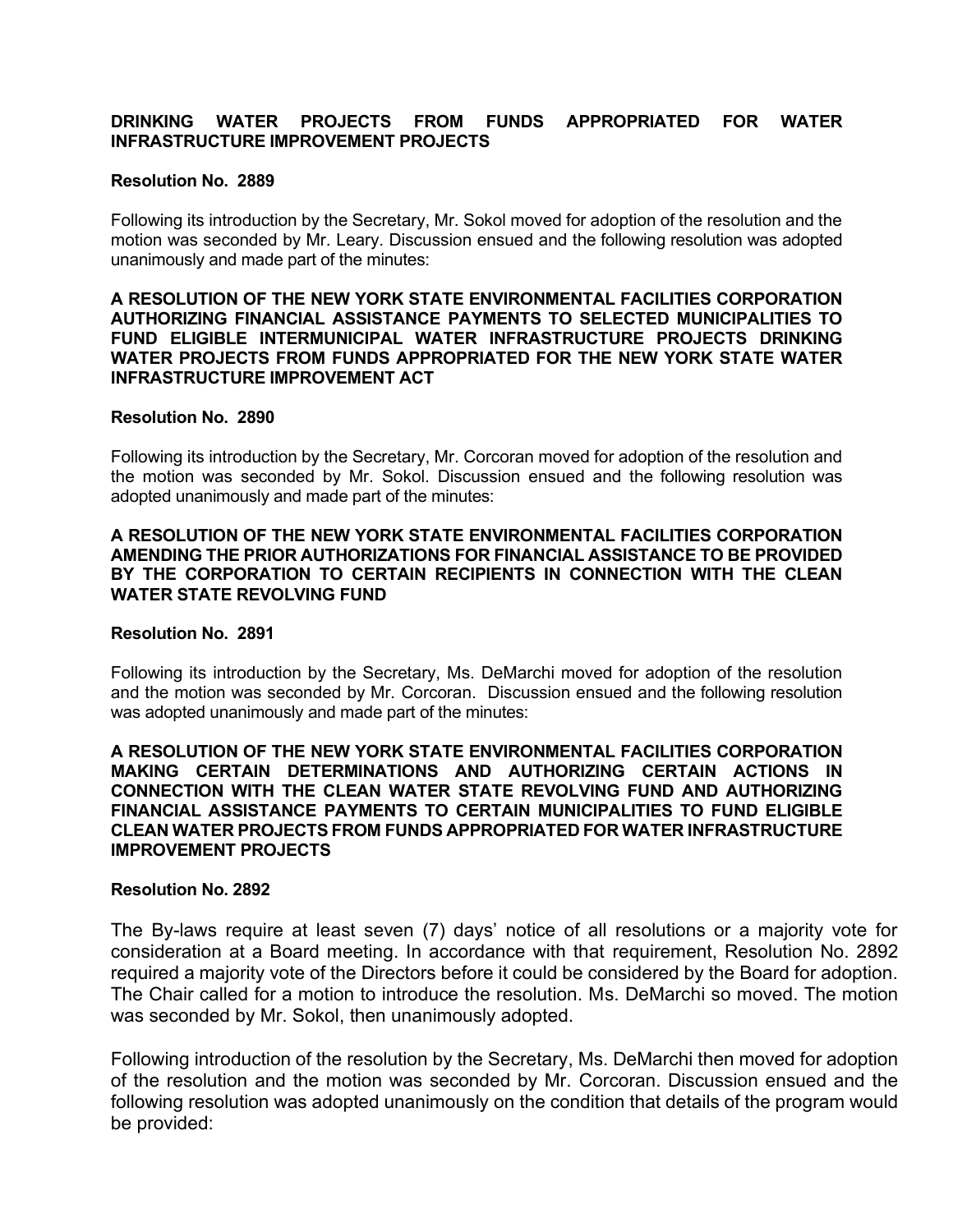**DRINKING WATER PROJECTS FROM FUNDS APPROPRIATED FOR WATER INFRASTRUCTURE IMPROVEMENT PROJECTS**

**Resolution No. 2889**

Following its introduction by the Secretary, Mr. Sokol moved for adoption of the resolution and the motion was seconded by Mr. Leary. Discussion ensued and the following resolution was adopted unanimously and made part of the minutes:

**A RESOLUTION OF THE NEW YORK STATE ENVIRONMENTAL FACILITIES CORPORATION AUTHORIZING FINANCIAL ASSISTANCE PAYMENTS TO SELECTED MUNICIPALITIES TO FUND ELIGIBLE INTERMUNICIPAL WATER INFRASTRUCTURE PROJECTS DRINKING WATER PROJECTS FROM FUNDS APPROPRIATED FOR THE NEW YORK STATE WATER INFRASTRUCTURE IMPROVEMENT ACT**

**Resolution No. 2890**

Following its introduction by the Secretary, Mr. Corcoran moved for adoption of the resolution and the motion was seconded by Mr. Sokol. Discussion ensued and the following resolution was adopted unanimously and made part of the minutes:

**A RESOLUTION OF THE NEW YORK STATE ENVIRONMENTAL FACILITIES CORPORATION AMENDING THE PRIOR AUTHORIZATIONS FOR FINANCIAL ASSISTANCE TO BE PROVIDED BY THE CORPORATION TO CERTAIN RECIPIENTS IN CONNECTION WITH THE CLEAN WATER STATE REVOLVING FUND**

**Resolution No. 2891**

Following its introduction by the Secretary, Ms. DeMarchi moved for adoption of the resolution and the motion was seconded by Mr. Corcoran. Discussion ensued and the following resolution was adopted unanimously and made part of the minutes:

**A RESOLUTION OF THE NEW YORK STATE ENVIRONMENTAL FACILITIES CORPORATION MAKING CERTAIN DETERMINATIONS AND AUTHORIZING CERTAIN ACTIONS IN CONNECTION WITH THE CLEAN WATER STATE REVOLVING FUND AND AUTHORIZING FINANCIAL ASSISTANCE PAYMENTS TO CERTAIN MUNICIPALITIES TO FUND ELIGIBLE CLEAN WATER PROJECTS FROM FUNDS APPROPRIATED FOR WATER INFRASTRUCTURE IMPROVEMENT PROJECTS**

**Resolution No. 2892**

The By-laws require at least seven (7) days' notice of all resolutions or a majority vote for consideration at a Board meeting. In accordance with that requirement, Resolution No. 2892 required a majority vote of the Directors before it could be considered by the Board for adoption. The Chair called for a motion to introduce the resolution. Ms. DeMarchi so moved. The motion was seconded by Mr. Sokol, then unanimously adopted.

Following introduction of the resolution by the Secretary, Ms. DeMarchi then moved for adoption of the resolution and the motion was seconded by Mr. Corcoran. Discussion ensued and the following resolution was adopted unanimously on the condition that details of the program would be provided: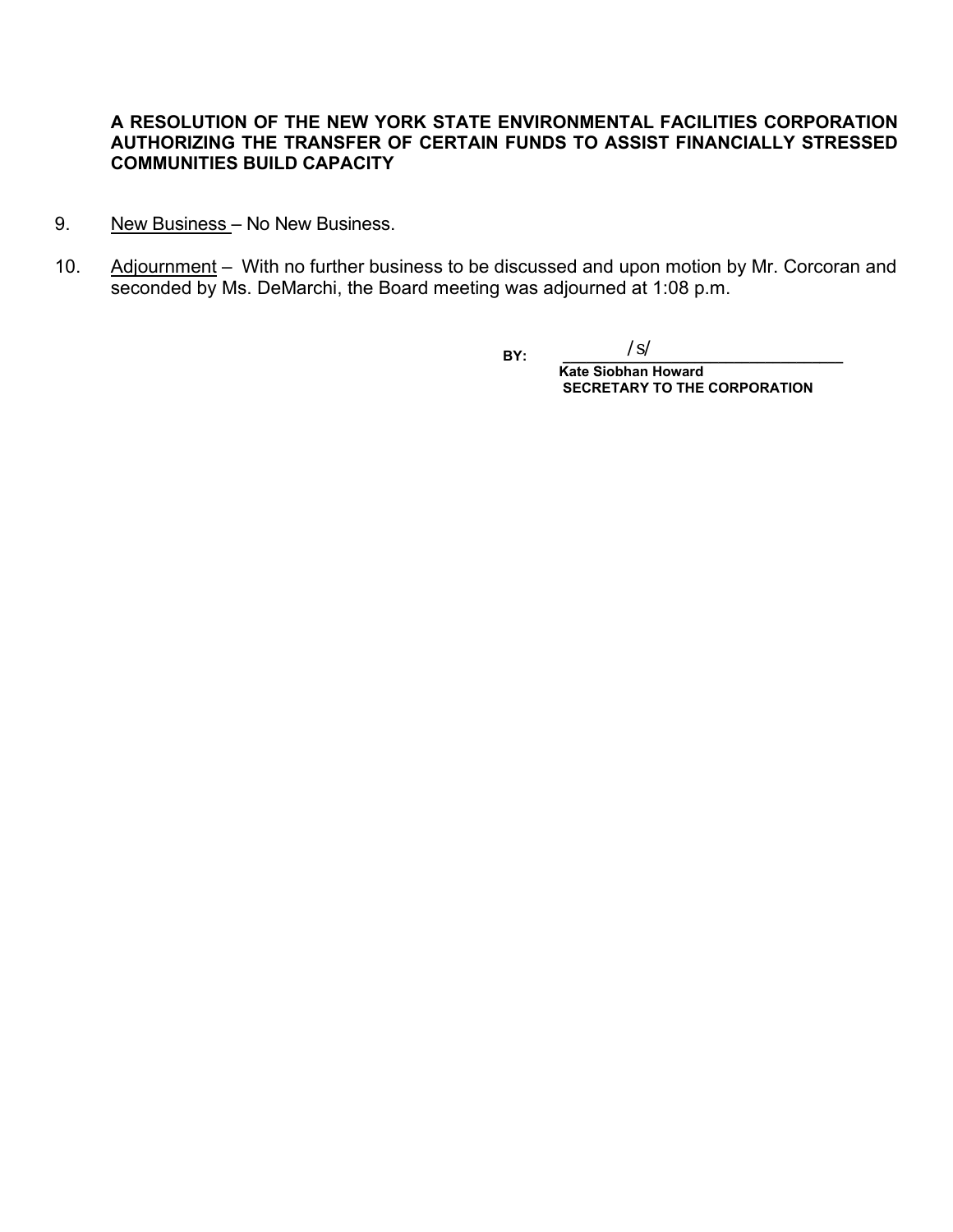**A RESOLUTION OF THE NEW YORK STATE ENVIRONMENTAL FACILITIES CORPORATION AUTHORIZING THE TRANSFER OF CERTAIN FUNDS TO ASSIST FINANCIALLY STRESSED COMMUNITIES BUILD CAPACITY**

9. New Business – No New Business.

10. Adjournment – With no further business to be discussed and upon motion by Mr. Corcoran and seconded by Ms. DeMarchi, the Board meeting was adjourned at 1:08 p.m.

**BY:** /s/
**Kate Siobhan Howard**
**SECRETARY TO THE CORPORATION**